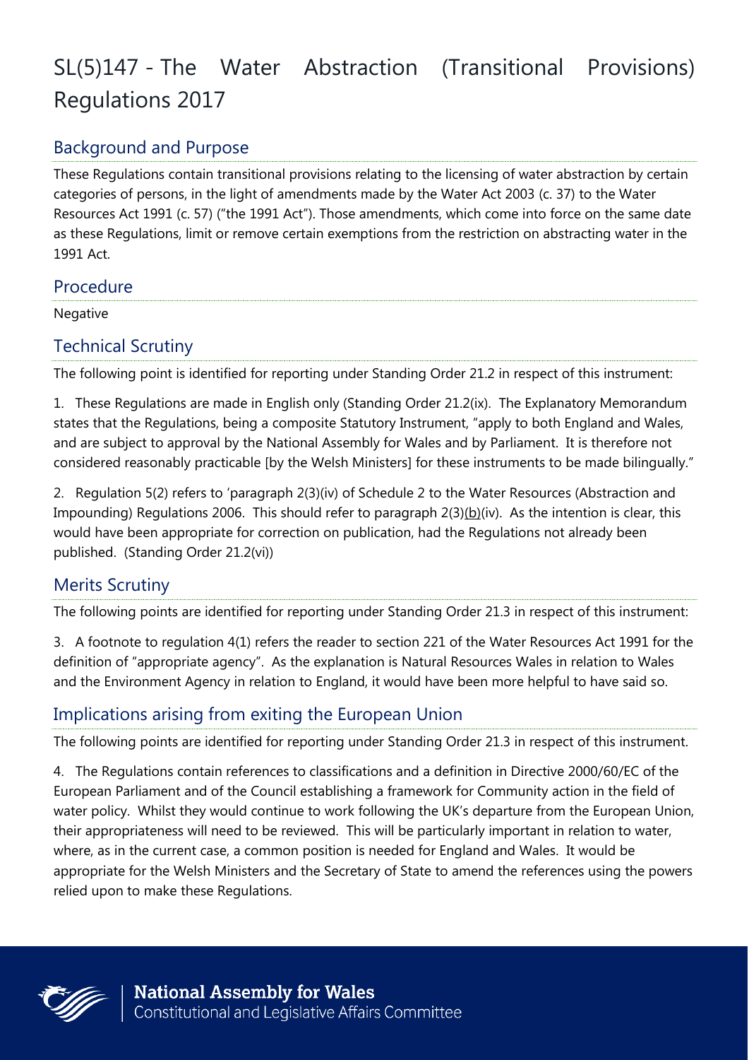# SL(5)147 - The Water Abstraction (Transitional Provisions) Regulations 2017

## Background and Purpose

These Regulations contain transitional provisions relating to the licensing of water abstraction by certain categories of persons, in the light of amendments made by the Water Act 2003 (c. 37) to the Water Resources Act 1991 (c. 57) ("the 1991 Act"). Those amendments, which come into force on the same date as these Regulations, limit or remove certain exemptions from the restriction on abstracting water in the 1991 Act.

## Procedure

Negative

## Technical Scrutiny

The following point is identified for reporting under Standing Order 21.2 in respect of this instrument:

1. These Regulations are made in English only (Standing Order 21.2(ix). The Explanatory Memorandum states that the Regulations, being a composite Statutory Instrument, "apply to both England and Wales, and are subject to approval by the National Assembly for Wales and by Parliament. It is therefore not considered reasonably practicable [by the Welsh Ministers] for these instruments to be made bilingually."

2. Regulation 5(2) refers to 'paragraph 2(3)(iv) of Schedule 2 to the Water Resources (Abstraction and Impounding) Regulations 2006. This should refer to paragraph 2(3)<u>(b)</u>(iv). As the intention is clear, this would have been appropriate for correction on publication, had the Regulations not already been published. (Standing Order 21.2(vi))

## Merits Scrutiny

The following points are identified for reporting under Standing Order 21.3 in respect of this instrument:

3. A footnote to regulation 4(1) refers the reader to section 221 of the Water Resources Act 1991 for the definition of "appropriate agency". As the explanation is Natural Resources Wales in relation to Wales and the Environment Agency in relation to England, it would have been more helpful to have said so.

## Implications arising from exiting the European Union

The following points are identified for reporting under Standing Order 21.3 in respect of this instrument.

4. The Regulations contain references to classifications and a definition in Directive 2000/60/EC of the European Parliament and of the Council establishing a framework for Community action in the field of water policy. Whilst they would continue to work following the UK's departure from the European Union, their appropriateness will need to be reviewed. This will be particularly important in relation to water, where, as in the current case, a common position is needed for England and Wales. It would be appropriate for the Welsh Ministers and the Secretary of State to amend the references using the powers relied upon to make these Regulations.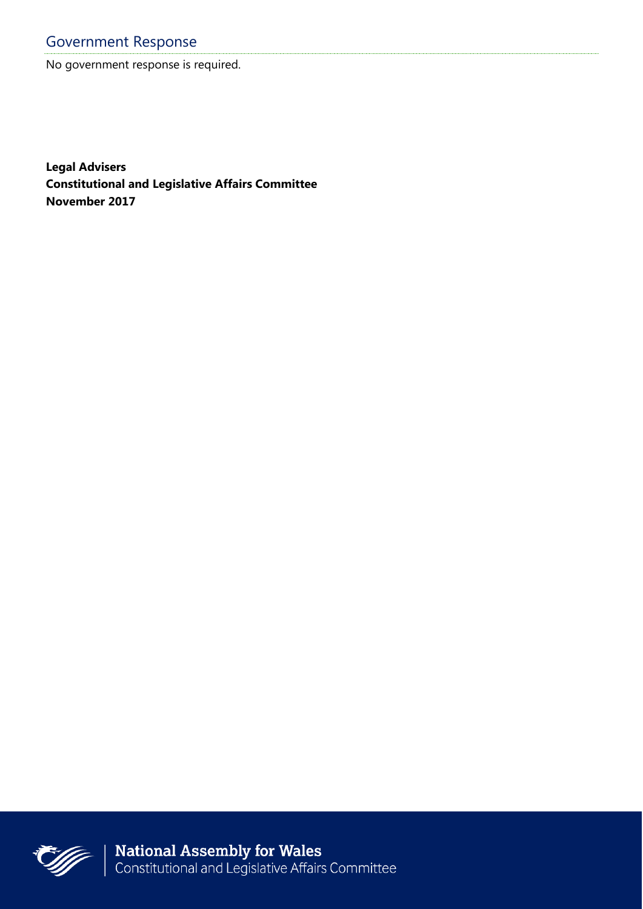## Government Response

No government response is required.

**Legal Advisers**
**Constitutional and Legislative Affairs Committee**
**November 2017**